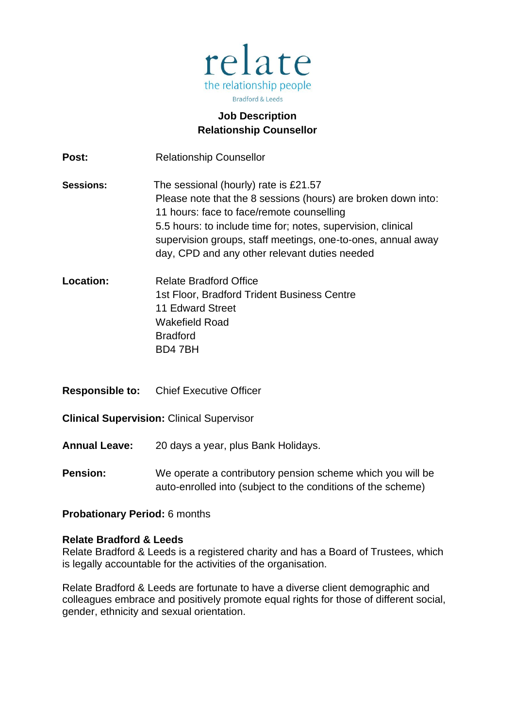relate

the relationship people

Bradford & Leeds

# Job Description
## Relationship Counsellor

**Post:** Relationship Counsellor

**Sessions:** The sessional (hourly) rate is £21.57
Please note that the 8 sessions (hours) are broken down into:
11 hours: face to face/remote counselling
5.5 hours: to include time for; notes, supervision, clinical supervision groups, staff meetings, one-to-ones, annual away day, CPD and any other relevant duties needed

**Location:** Relate Bradford Office
1st Floor, Bradford Trident Business Centre
11 Edward Street
Wakefield Road
Bradford
BD4 7BH

**Responsible to:** Chief Executive Officer

**Clinical Supervision:** Clinical Supervisor

**Annual Leave:** 20 days a year, plus Bank Holidays.

**Pension:** We operate a contributory pension scheme which you will be auto-enrolled into (subject to the conditions of the scheme)

**Probationary Period:** 6 months

**Relate Bradford & Leeds**
Relate Bradford & Leeds is a registered charity and has a Board of Trustees, which is legally accountable for the activities of the organisation.

Relate Bradford & Leeds are fortunate to have a diverse client demographic and colleagues embrace and positively promote equal rights for those of different social, gender, ethnicity and sexual orientation.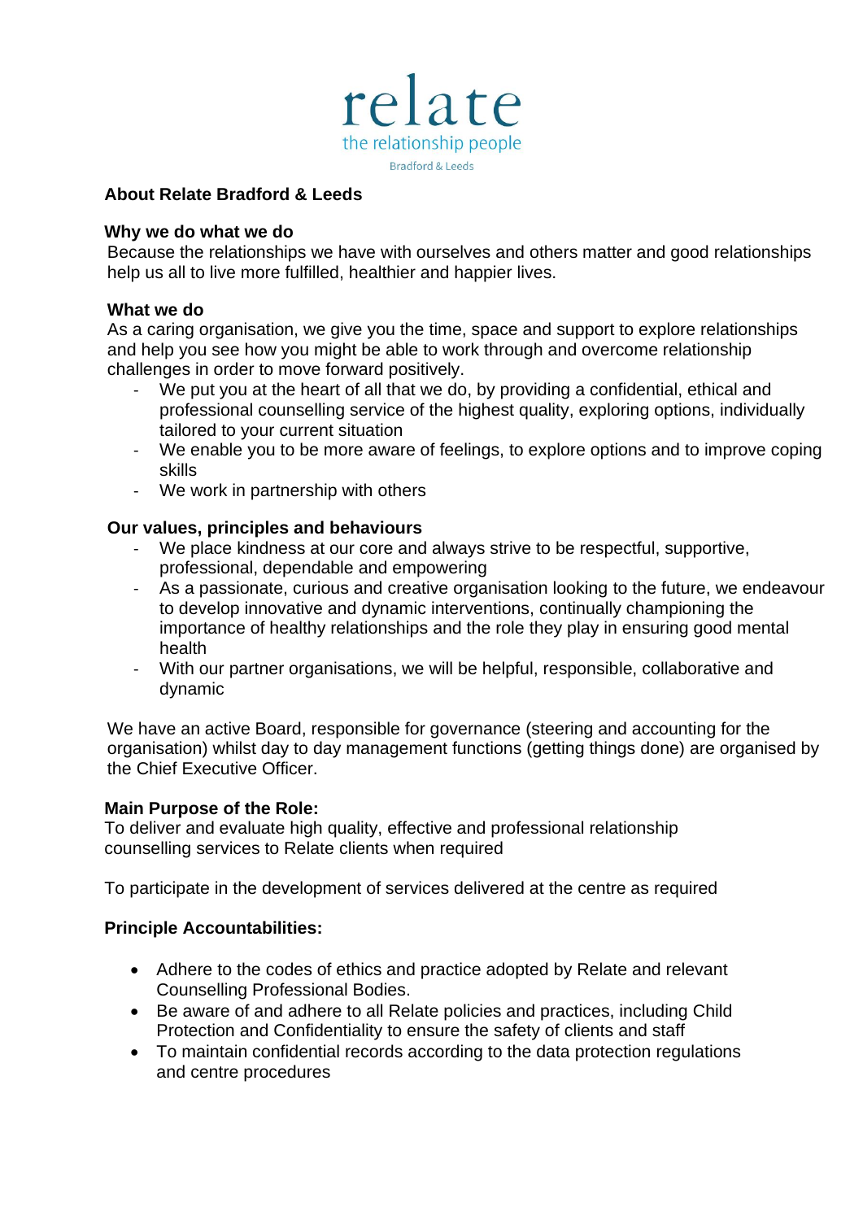relate

the relationship people

Bradford & Leeds

## About Relate Bradford & Leeds

### Why we do what we do

Because the relationships we have with ourselves and others matter and good relationships help us all to live more fulfilled, healthier and happier lives.

### What we do

As a caring organisation, we give you the time, space and support to explore relationships and help you see how you might be able to work through and overcome relationship challenges in order to move forward positively.

- We put you at the heart of all that we do, by providing a confidential, ethical and professional counselling service of the highest quality, exploring options, individually tailored to your current situation
- We enable you to be more aware of feelings, to explore options and to improve coping skills
- We work in partnership with others

### Our values, principles and behaviours

- We place kindness at our core and always strive to be respectful, supportive, professional, dependable and empowering
- As a passionate, curious and creative organisation looking to the future, we endeavour to develop innovative and dynamic interventions, continually championing the importance of healthy relationships and the role they play in ensuring good mental health
- With our partner organisations, we will be helpful, responsible, collaborative and dynamic

We have an active Board, responsible for governance (steering and accounting for the organisation) whilst day to day management functions (getting things done) are organised by the Chief Executive Officer.

### Main Purpose of the Role:

To deliver and evaluate high quality, effective and professional relationship counselling services to Relate clients when required

To participate in the development of services delivered at the centre as required

### Principle Accountabilities:

- Adhere to the codes of ethics and practice adopted by Relate and relevant Counselling Professional Bodies.
- Be aware of and adhere to all Relate policies and practices, including Child Protection and Confidentiality to ensure the safety of clients and staff
- To maintain confidential records according to the data protection regulations and centre procedures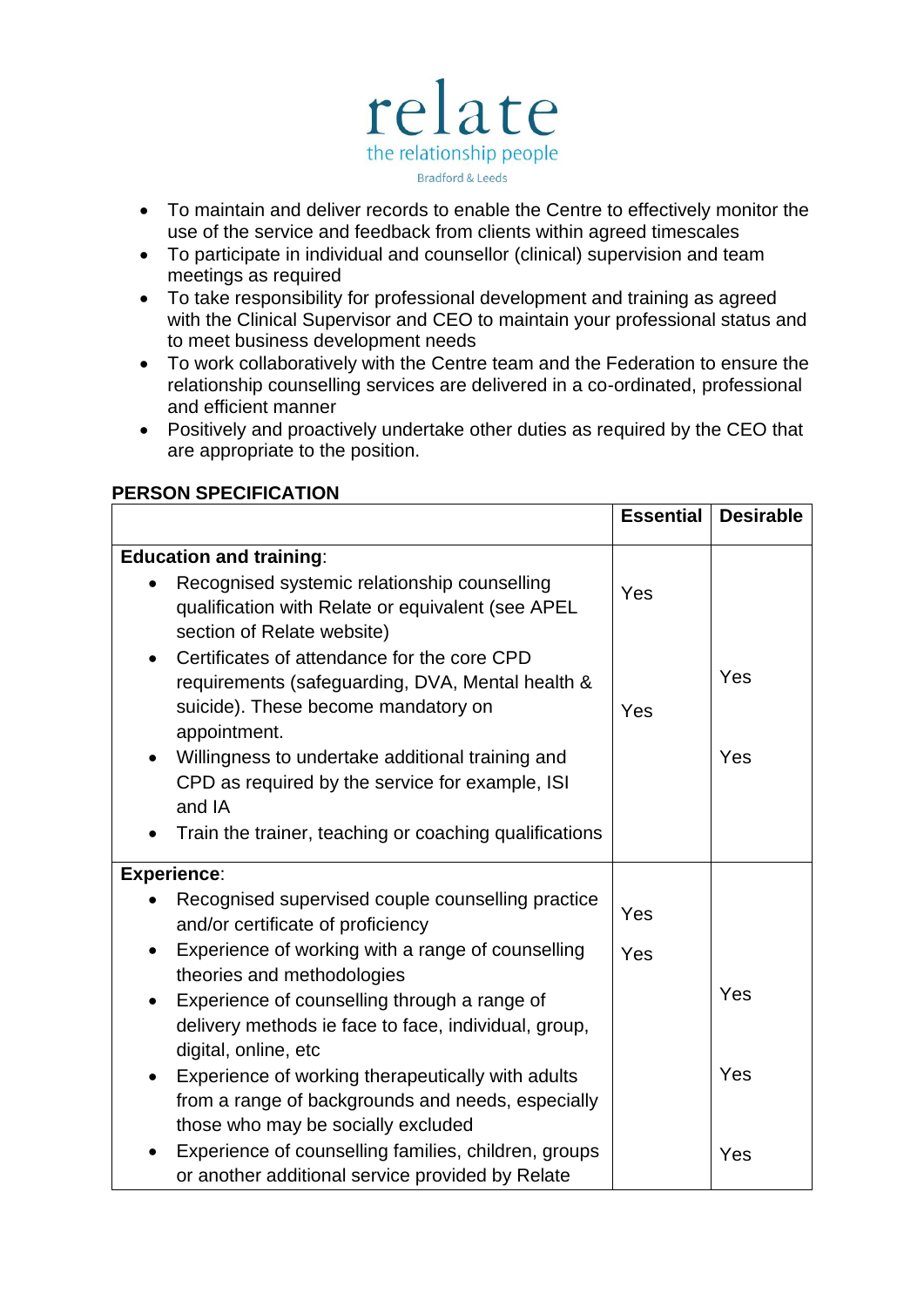- To maintain and deliver records to enable the Centre to effectively monitor the use of the service and feedback from clients within agreed timescales
- To participate in individual and counsellor (clinical) supervision and team meetings as required
- To take responsibility for professional development and training as agreed with the Clinical Supervisor and CEO to maintain your professional status and to meet business development needs
- To work collaboratively with the Centre team and the Federation to ensure the relationship counselling services are delivered in a co-ordinated, professional and efficient manner
- Positively and proactively undertake other duties as required by the CEO that are appropriate to the position.

**PERSON SPECIFICATION**

| | **Essential** | **Desirable** |
|---|---|---|
| **Education and training**: | | |
| • Recognised systemic relationship counselling qualification with Relate or equivalent (see APEL section of Relate website) | Yes | |
| • Certificates of attendance for the core CPD requirements (safeguarding, DVA, Mental health & suicide). These become mandatory on appointment. | Yes | Yes |
| • Willingness to undertake additional training and CPD as required by the service for example, ISI and IA | | Yes |
| • Train the trainer, teaching or coaching qualifications | | |
| **Experience**: | | |
| • Recognised supervised couple counselling practice and/or certificate of proficiency | Yes | |
| • Experience of working with a range of counselling theories and methodologies | Yes | |
| • Experience of counselling through a range of delivery methods ie face to face, individual, group, digital, online, etc | | Yes |
| • Experience of working therapeutically with adults from a range of backgrounds and needs, especially those who may be socially excluded | | Yes |
| • Experience of counselling families, children, groups or another additional service provided by Relate | | Yes |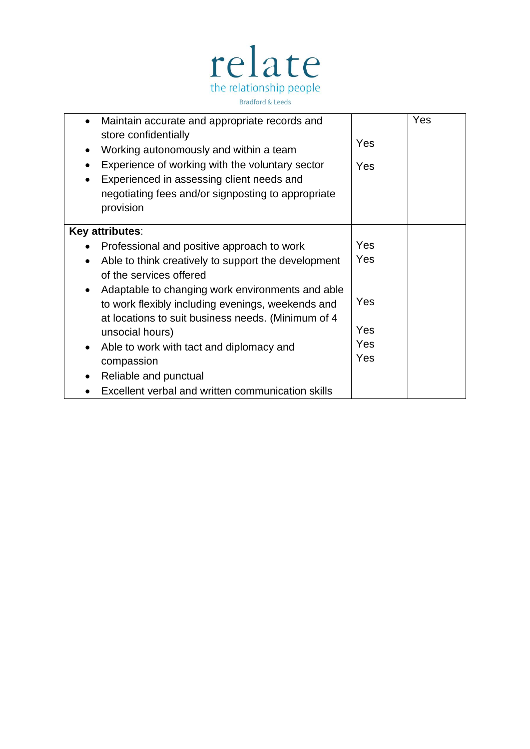relate

the relationship people

Bradford & Leeds

| | | |
|---|---|---|
| • Maintain accurate and appropriate records and store confidentially<br>• Working autonomously and within a team<br>• Experience of working with the voluntary sector<br>• Experienced in assessing client needs and negotiating fees and/or signposting to appropriate provision | Yes<br>Yes | Yes |
| **Key attributes**:<br>• Professional and positive approach to work<br>• Able to think creatively to support the development of the services offered<br>• Adaptable to changing work environments and able to work flexibly including evenings, weekends and at locations to suit business needs. (Minimum of 4 unsocial hours)<br>• Able to work with tact and diplomacy and compassion<br>• Reliable and punctual<br>• Excellent verbal and written communication skills | Yes<br>Yes<br>Yes<br>Yes<br>Yes<br>Yes | |